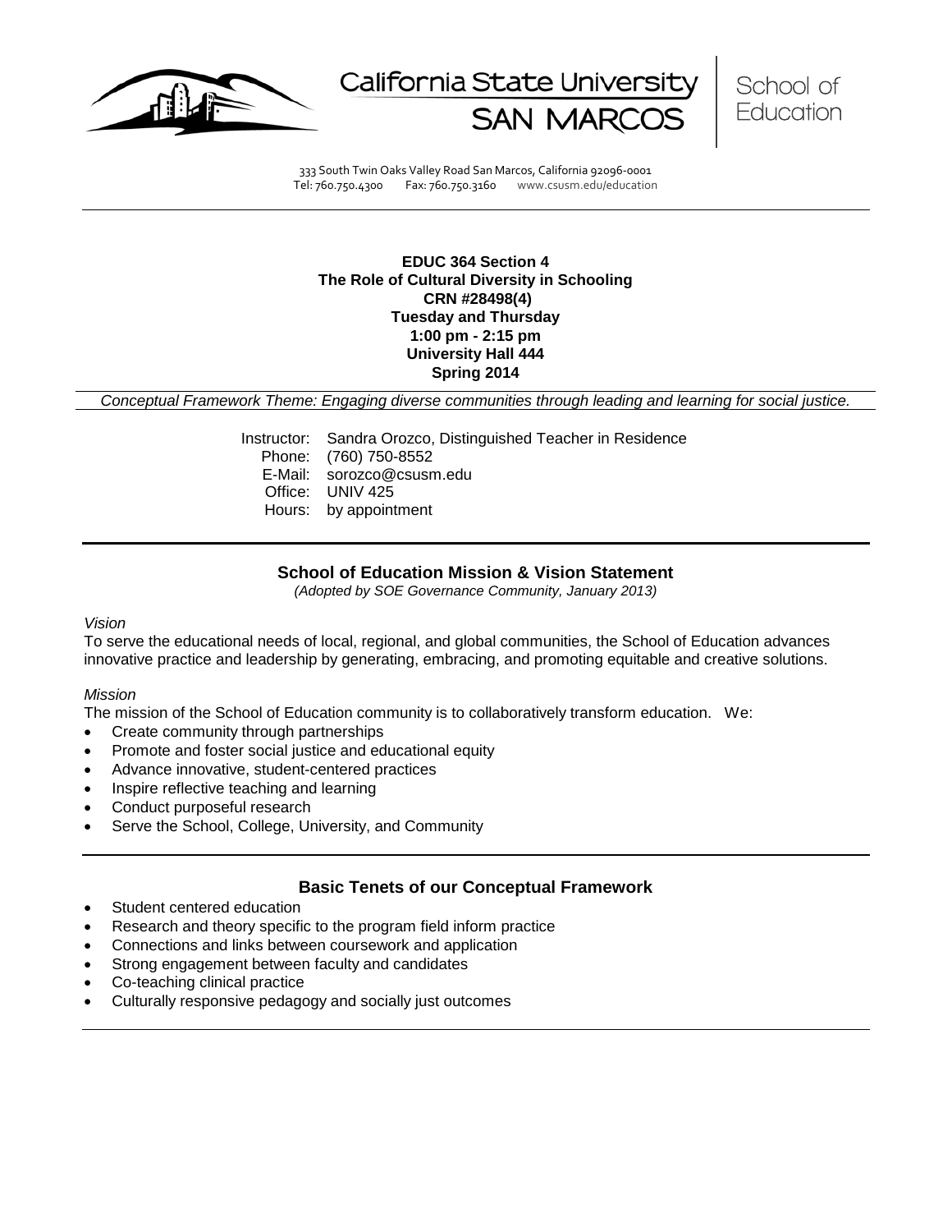California State University SAN MARCOS | School of Education

333 South Twin Oaks Valley Road San Marcos, California 92096-0001
Tel: 760.750.4300 Fax: 760.750.3160 www.csusm.edu/education

**EDUC 364 Section 4**
**The Role of Cultural Diversity in Schooling**
**CRN #28498(4)**
**Tuesday and Thursday**
**1:00 pm - 2:15 pm**
**University Hall 444**
**Spring 2014**

*Conceptual Framework Theme: Engaging diverse communities through leading and learning for social justice.*

Instructor: Sandra Orozco, Distinguished Teacher in Residence
Phone: (760) 750-8552
E-Mail: sorozco@csusm.edu
Office: UNIV 425
Hours: by appointment

## School of Education Mission & Vision Statement

*(Adopted by SOE Governance Community, January 2013)*

*Vision*

To serve the educational needs of local, regional, and global communities, the School of Education advances innovative practice and leadership by generating, embracing, and promoting equitable and creative solutions.

*Mission*

The mission of the School of Education community is to collaboratively transform education. We:

- Create community through partnerships
- Promote and foster social justice and educational equity
- Advance innovative, student-centered practices
- Inspire reflective teaching and learning
- Conduct purposeful research
- Serve the School, College, University, and Community

## Basic Tenets of our Conceptual Framework

- Student centered education
- Research and theory specific to the program field inform practice
- Connections and links between coursework and application
- Strong engagement between faculty and candidates
- Co-teaching clinical practice
- Culturally responsive pedagogy and socially just outcomes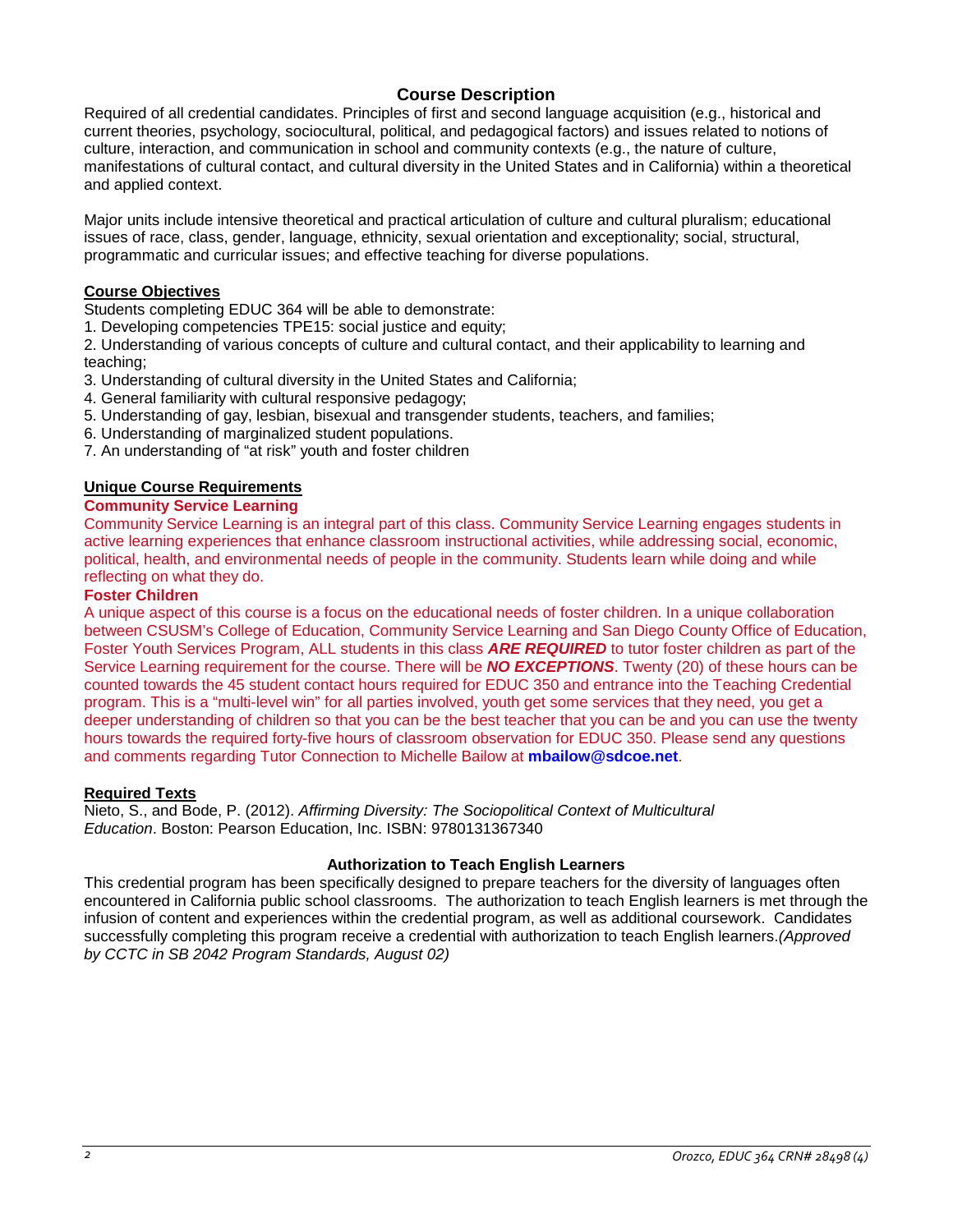## Course Description

Required of all credential candidates. Principles of first and second language acquisition (e.g., historical and current theories, psychology, sociocultural, political, and pedagogical factors) and issues related to notions of culture, interaction, and communication in school and community contexts (e.g., the nature of culture, manifestations of cultural contact, and cultural diversity in the United States and in California) within a theoretical and applied context.

Major units include intensive theoretical and practical articulation of culture and cultural pluralism; educational issues of race, class, gender, language, ethnicity, sexual orientation and exceptionality; social, structural, programmatic and curricular issues; and effective teaching for diverse populations.

### Course Objectives

Students completing EDUC 364 will be able to demonstrate:

1. Developing competencies TPE15: social justice and equity;
2. Understanding of various concepts of culture and cultural contact, and their applicability to learning and teaching;
3. Understanding of cultural diversity in the United States and California;
4. General familiarity with cultural responsive pedagogy;
5. Understanding of gay, lesbian, bisexual and transgender students, teachers, and families;
6. Understanding of marginalized student populations.
7. An understanding of "at risk" youth and foster children

### Unique Course Requirements

**Community Service Learning**

Community Service Learning is an integral part of this class. Community Service Learning engages students in active learning experiences that enhance classroom instructional activities, while addressing social, economic, political, health, and environmental needs of people in the community. Students learn while doing and while reflecting on what they do.

**Foster Children**

A unique aspect of this course is a focus on the educational needs of foster children. In a unique collaboration between CSUSM's College of Education, Community Service Learning and San Diego County Office of Education, Foster Youth Services Program, ALL students in this class ***ARE REQUIRED*** to tutor foster children as part of the Service Learning requirement for the course. There will be ***NO EXCEPTIONS***. Twenty (20) of these hours can be counted towards the 45 student contact hours required for EDUC 350 and entrance into the Teaching Credential program. This is a "multi-level win" for all parties involved, youth get some services that they need, you get a deeper understanding of children so that you can be the best teacher that you can be and you can use the twenty hours towards the required forty-five hours of classroom observation for EDUC 350. Please send any questions and comments regarding Tutor Connection to Michelle Bailow at **mbailow@sdcoe.net**.

### Required Texts

Nieto, S., and Bode, P. (2012). *Affirming Diversity: The Sociopolitical Context of Multicultural Education*. Boston: Pearson Education, Inc. ISBN: 9780131367340

### Authorization to Teach English Learners

This credential program has been specifically designed to prepare teachers for the diversity of languages often encountered in California public school classrooms. The authorization to teach English learners is met through the infusion of content and experiences within the credential program, as well as additional coursework. Candidates successfully completing this program receive a credential with authorization to teach English learners. *(Approved by CCTC in SB 2042 Program Standards, August 02)*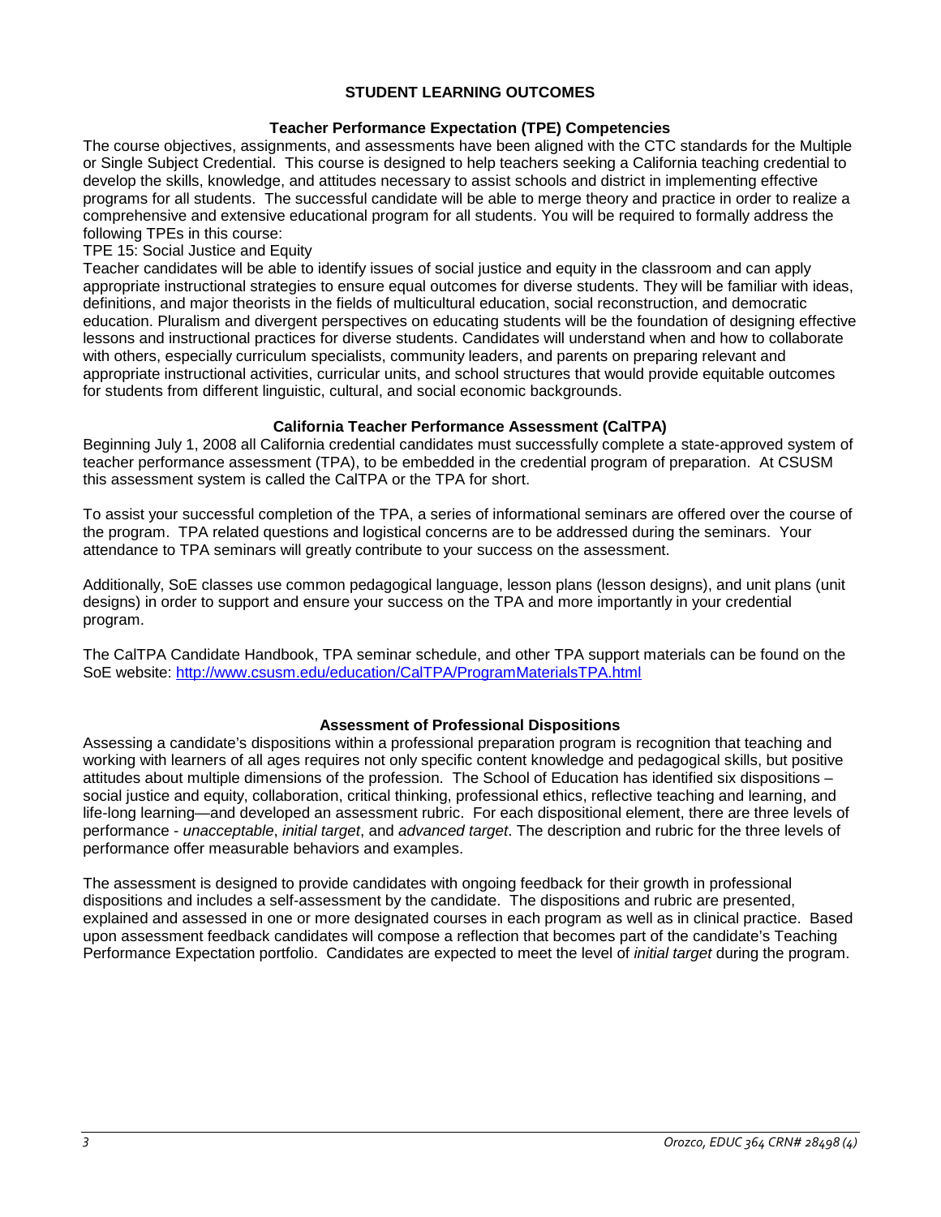## STUDENT LEARNING OUTCOMES

### Teacher Performance Expectation (TPE) Competencies

The course objectives, assignments, and assessments have been aligned with the CTC standards for the Multiple or Single Subject Credential. This course is designed to help teachers seeking a California teaching credential to develop the skills, knowledge, and attitudes necessary to assist schools and district in implementing effective programs for all students. The successful candidate will be able to merge theory and practice in order to realize a comprehensive and extensive educational program for all students. You will be required to formally address the following TPEs in this course:

TPE 15: Social Justice and Equity

Teacher candidates will be able to identify issues of social justice and equity in the classroom and can apply appropriate instructional strategies to ensure equal outcomes for diverse students. They will be familiar with ideas, definitions, and major theorists in the fields of multicultural education, social reconstruction, and democratic education. Pluralism and divergent perspectives on educating students will be the foundation of designing effective lessons and instructional practices for diverse students. Candidates will understand when and how to collaborate with others, especially curriculum specialists, community leaders, and parents on preparing relevant and appropriate instructional activities, curricular units, and school structures that would provide equitable outcomes for students from different linguistic, cultural, and social economic backgrounds.

### California Teacher Performance Assessment (CalTPA)

Beginning July 1, 2008 all California credential candidates must successfully complete a state-approved system of teacher performance assessment (TPA), to be embedded in the credential program of preparation. At CSUSM this assessment system is called the CalTPA or the TPA for short.

To assist your successful completion of the TPA, a series of informational seminars are offered over the course of the program. TPA related questions and logistical concerns are to be addressed during the seminars. Your attendance to TPA seminars will greatly contribute to your success on the assessment.

Additionally, SoE classes use common pedagogical language, lesson plans (lesson designs), and unit plans (unit designs) in order to support and ensure your success on the TPA and more importantly in your credential program.

The CalTPA Candidate Handbook, TPA seminar schedule, and other TPA support materials can be found on the SoE website: http://www.csusm.edu/education/CalTPA/ProgramMaterialsTPA.html

### Assessment of Professional Dispositions

Assessing a candidate's dispositions within a professional preparation program is recognition that teaching and working with learners of all ages requires not only specific content knowledge and pedagogical skills, but positive attitudes about multiple dimensions of the profession. The School of Education has identified six dispositions – social justice and equity, collaboration, critical thinking, professional ethics, reflective teaching and learning, and life-long learning—and developed an assessment rubric. For each dispositional element, there are three levels of performance - *unacceptable*, *initial target*, and *advanced target*. The description and rubric for the three levels of performance offer measurable behaviors and examples.

The assessment is designed to provide candidates with ongoing feedback for their growth in professional dispositions and includes a self-assessment by the candidate. The dispositions and rubric are presented, explained and assessed in one or more designated courses in each program as well as in clinical practice. Based upon assessment feedback candidates will compose a reflection that becomes part of the candidate's Teaching Performance Expectation portfolio. Candidates are expected to meet the level of *initial target* during the program.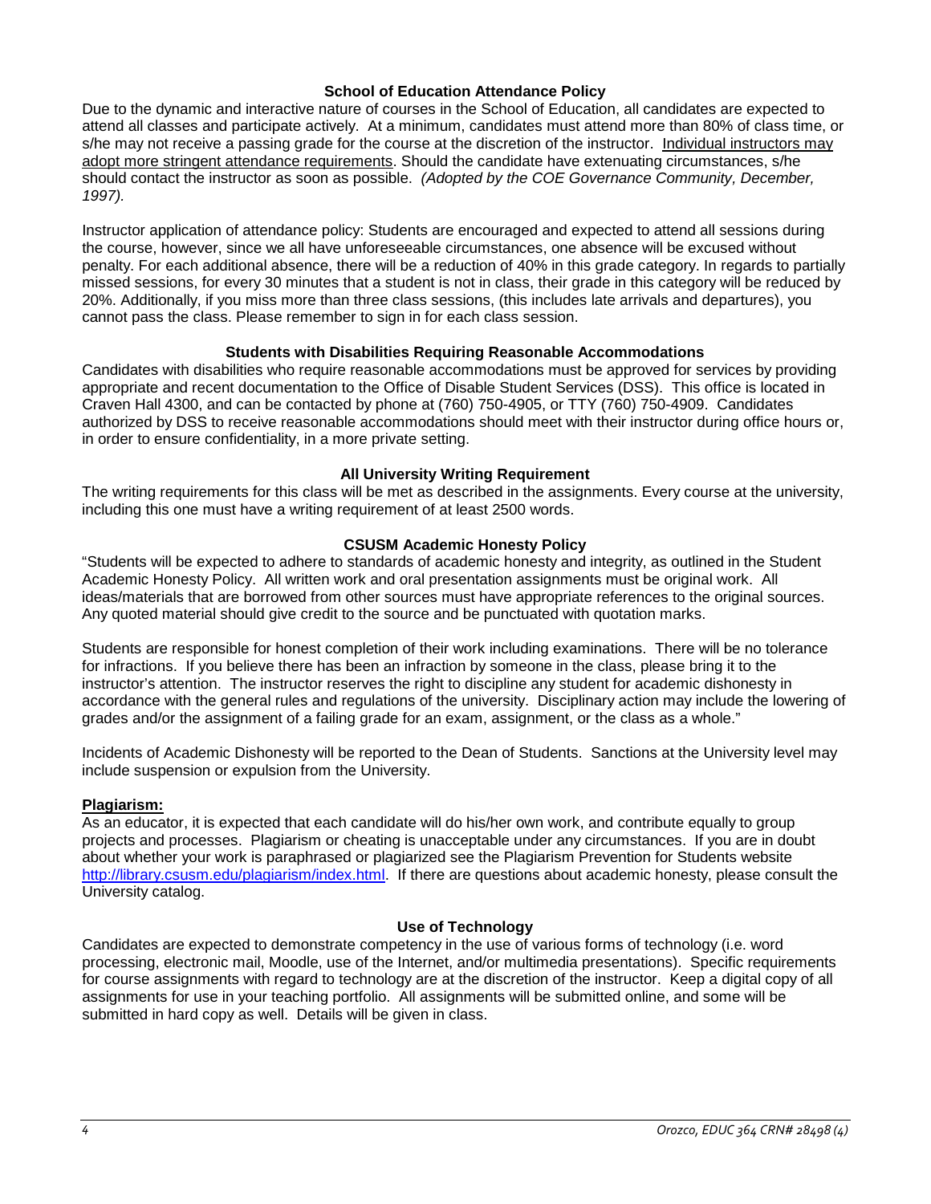### School of Education Attendance Policy

Due to the dynamic and interactive nature of courses in the School of Education, all candidates are expected to attend all classes and participate actively. At a minimum, candidates must attend more than 80% of class time, or s/he may not receive a passing grade for the course at the discretion of the instructor. Individual instructors may adopt more stringent attendance requirements. Should the candidate have extenuating circumstances, s/he should contact the instructor as soon as possible. *(Adopted by the COE Governance Community, December, 1997).*

Instructor application of attendance policy: Students are encouraged and expected to attend all sessions during the course, however, since we all have unforeseeable circumstances, one absence will be excused without penalty. For each additional absence, there will be a reduction of 40% in this grade category. In regards to partially missed sessions, for every 30 minutes that a student is not in class, their grade in this category will be reduced by 20%. Additionally, if you miss more than three class sessions, (this includes late arrivals and departures), you cannot pass the class. Please remember to sign in for each class session.

### Students with Disabilities Requiring Reasonable Accommodations

Candidates with disabilities who require reasonable accommodations must be approved for services by providing appropriate and recent documentation to the Office of Disable Student Services (DSS). This office is located in Craven Hall 4300, and can be contacted by phone at (760) 750-4905, or TTY (760) 750-4909. Candidates authorized by DSS to receive reasonable accommodations should meet with their instructor during office hours or, in order to ensure confidentiality, in a more private setting.

### All University Writing Requirement

The writing requirements for this class will be met as described in the assignments. Every course at the university, including this one must have a writing requirement of at least 2500 words.

### CSUSM Academic Honesty Policy

"Students will be expected to adhere to standards of academic honesty and integrity, as outlined in the Student Academic Honesty Policy. All written work and oral presentation assignments must be original work. All ideas/materials that are borrowed from other sources must have appropriate references to the original sources. Any quoted material should give credit to the source and be punctuated with quotation marks.

Students are responsible for honest completion of their work including examinations. There will be no tolerance for infractions. If you believe there has been an infraction by someone in the class, please bring it to the instructor's attention. The instructor reserves the right to discipline any student for academic dishonesty in accordance with the general rules and regulations of the university. Disciplinary action may include the lowering of grades and/or the assignment of a failing grade for an exam, assignment, or the class as a whole."

Incidents of Academic Dishonesty will be reported to the Dean of Students. Sanctions at the University level may include suspension or expulsion from the University.

**Plagiarism:**

As an educator, it is expected that each candidate will do his/her own work, and contribute equally to group projects and processes. Plagiarism or cheating is unacceptable under any circumstances. If you are in doubt about whether your work is paraphrased or plagiarized see the Plagiarism Prevention for Students website http://library.csusm.edu/plagiarism/index.html. If there are questions about academic honesty, please consult the University catalog.

### Use of Technology

Candidates are expected to demonstrate competency in the use of various forms of technology (i.e. word processing, electronic mail, Moodle, use of the Internet, and/or multimedia presentations). Specific requirements for course assignments with regard to technology are at the discretion of the instructor. Keep a digital copy of all assignments for use in your teaching portfolio. All assignments will be submitted online, and some will be submitted in hard copy as well. Details will be given in class.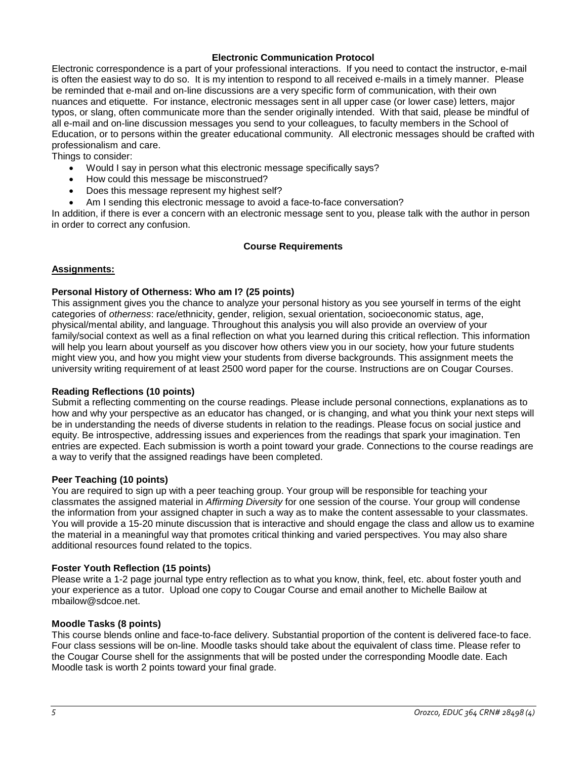## Electronic Communication Protocol

Electronic correspondence is a part of your professional interactions. If you need to contact the instructor, e-mail is often the easiest way to do so. It is my intention to respond to all received e-mails in a timely manner. Please be reminded that e-mail and on-line discussions are a very specific form of communication, with their own nuances and etiquette. For instance, electronic messages sent in all upper case (or lower case) letters, major typos, or slang, often communicate more than the sender originally intended. With that said, please be mindful of all e-mail and on-line discussion messages you send to your colleagues, to faculty members in the School of Education, or to persons within the greater educational community. All electronic messages should be crafted with professionalism and care.

Things to consider:

- Would I say in person what this electronic message specifically says?
- How could this message be misconstrued?
- Does this message represent my highest self?
- Am I sending this electronic message to avoid a face-to-face conversation?

In addition, if there is ever a concern with an electronic message sent to you, please talk with the author in person in order to correct any confusion.

## Course Requirements

**Assignments:**

### Personal History of Otherness: Who am I? (25 points)

This assignment gives you the chance to analyze your personal history as you see yourself in terms of the eight categories of *otherness*: race/ethnicity, gender, religion, sexual orientation, socioeconomic status, age, physical/mental ability, and language. Throughout this analysis you will also provide an overview of your family/social context as well as a final reflection on what you learned during this critical reflection. This information will help you learn about yourself as you discover how others view you in our society, how your future students might view you, and how you might view your students from diverse backgrounds. This assignment meets the university writing requirement of at least 2500 word paper for the course. Instructions are on Cougar Courses.

### Reading Reflections (10 points)

Submit a reflecting commenting on the course readings. Please include personal connections, explanations as to how and why your perspective as an educator has changed, or is changing, and what you think your next steps will be in understanding the needs of diverse students in relation to the readings. Please focus on social justice and equity. Be introspective, addressing issues and experiences from the readings that spark your imagination. Ten entries are expected. Each submission is worth a point toward your grade. Connections to the course readings are a way to verify that the assigned readings have been completed.

### Peer Teaching (10 points)

You are required to sign up with a peer teaching group. Your group will be responsible for teaching your classmates the assigned material in *Affirming Diversity* for one session of the course. Your group will condense the information from your assigned chapter in such a way as to make the content assessable to your classmates. You will provide a 15-20 minute discussion that is interactive and should engage the class and allow us to examine the material in a meaningful way that promotes critical thinking and varied perspectives. You may also share additional resources found related to the topics.

### Foster Youth Reflection (15 points)

Please write a 1-2 page journal type entry reflection as to what you know, think, feel, etc. about foster youth and your experience as a tutor. Upload one copy to Cougar Course and email another to Michelle Bailow at mbailow@sdcoe.net.

### Moodle Tasks (8 points)

This course blends online and face-to-face delivery. Substantial proportion of the content is delivered face-to face. Four class sessions will be on-line. Moodle tasks should take about the equivalent of class time. Please refer to the Cougar Course shell for the assignments that will be posted under the corresponding Moodle date. Each Moodle task is worth 2 points toward your final grade.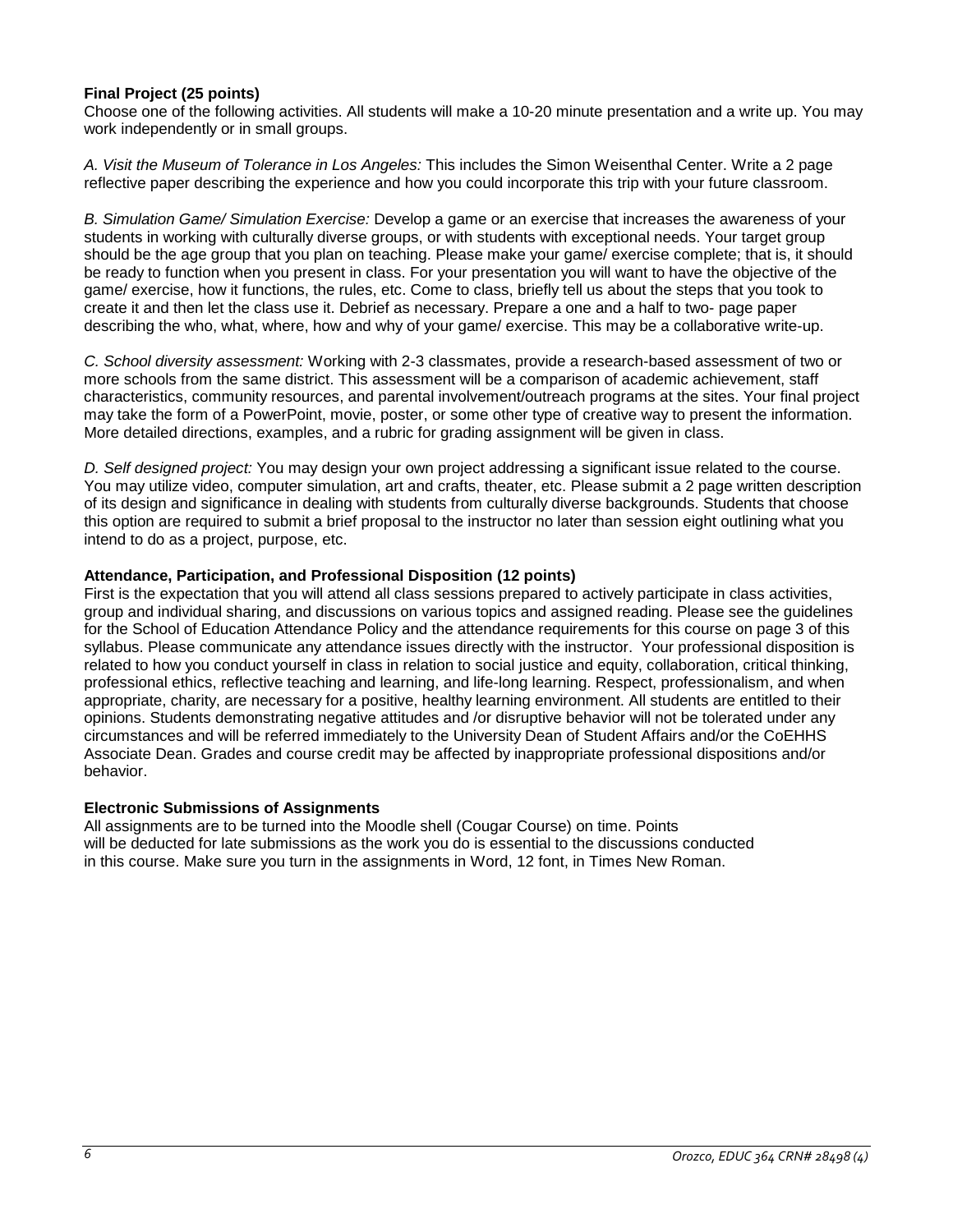**Final Project (25 points)**

Choose one of the following activities. All students will make a 10-20 minute presentation and a write up. You may work independently or in small groups.

*A. Visit the Museum of Tolerance in Los Angeles:* This includes the Simon Weisenthal Center. Write a 2 page reflective paper describing the experience and how you could incorporate this trip with your future classroom.

*B. Simulation Game/ Simulation Exercise:* Develop a game or an exercise that increases the awareness of your students in working with culturally diverse groups, or with students with exceptional needs. Your target group should be the age group that you plan on teaching. Please make your game/ exercise complete; that is, it should be ready to function when you present in class. For your presentation you will want to have the objective of the game/ exercise, how it functions, the rules, etc. Come to class, briefly tell us about the steps that you took to create it and then let the class use it. Debrief as necessary. Prepare a one and a half to two- page paper describing the who, what, where, how and why of your game/ exercise. This may be a collaborative write-up.

*C. School diversity assessment:* Working with 2-3 classmates, provide a research-based assessment of two or more schools from the same district. This assessment will be a comparison of academic achievement, staff characteristics, community resources, and parental involvement/outreach programs at the sites. Your final project may take the form of a PowerPoint, movie, poster, or some other type of creative way to present the information. More detailed directions, examples, and a rubric for grading assignment will be given in class.

*D. Self designed project:* You may design your own project addressing a significant issue related to the course. You may utilize video, computer simulation, art and crafts, theater, etc. Please submit a 2 page written description of its design and significance in dealing with students from culturally diverse backgrounds. Students that choose this option are required to submit a brief proposal to the instructor no later than session eight outlining what you intend to do as a project, purpose, etc.

**Attendance, Participation, and Professional Disposition (12 points)**

First is the expectation that you will attend all class sessions prepared to actively participate in class activities, group and individual sharing, and discussions on various topics and assigned reading. Please see the guidelines for the School of Education Attendance Policy and the attendance requirements for this course on page 3 of this syllabus. Please communicate any attendance issues directly with the instructor. Your professional disposition is related to how you conduct yourself in class in relation to social justice and equity, collaboration, critical thinking, professional ethics, reflective teaching and learning, and life-long learning. Respect, professionalism, and when appropriate, charity, are necessary for a positive, healthy learning environment. All students are entitled to their opinions. Students demonstrating negative attitudes and /or disruptive behavior will not be tolerated under any circumstances and will be referred immediately to the University Dean of Student Affairs and/or the CoEHHS Associate Dean. Grades and course credit may be affected by inappropriate professional dispositions and/or behavior.

**Electronic Submissions of Assignments**

All assignments are to be turned into the Moodle shell (Cougar Course) on time. Points will be deducted for late submissions as the work you do is essential to the discussions conducted in this course. Make sure you turn in the assignments in Word, 12 font, in Times New Roman.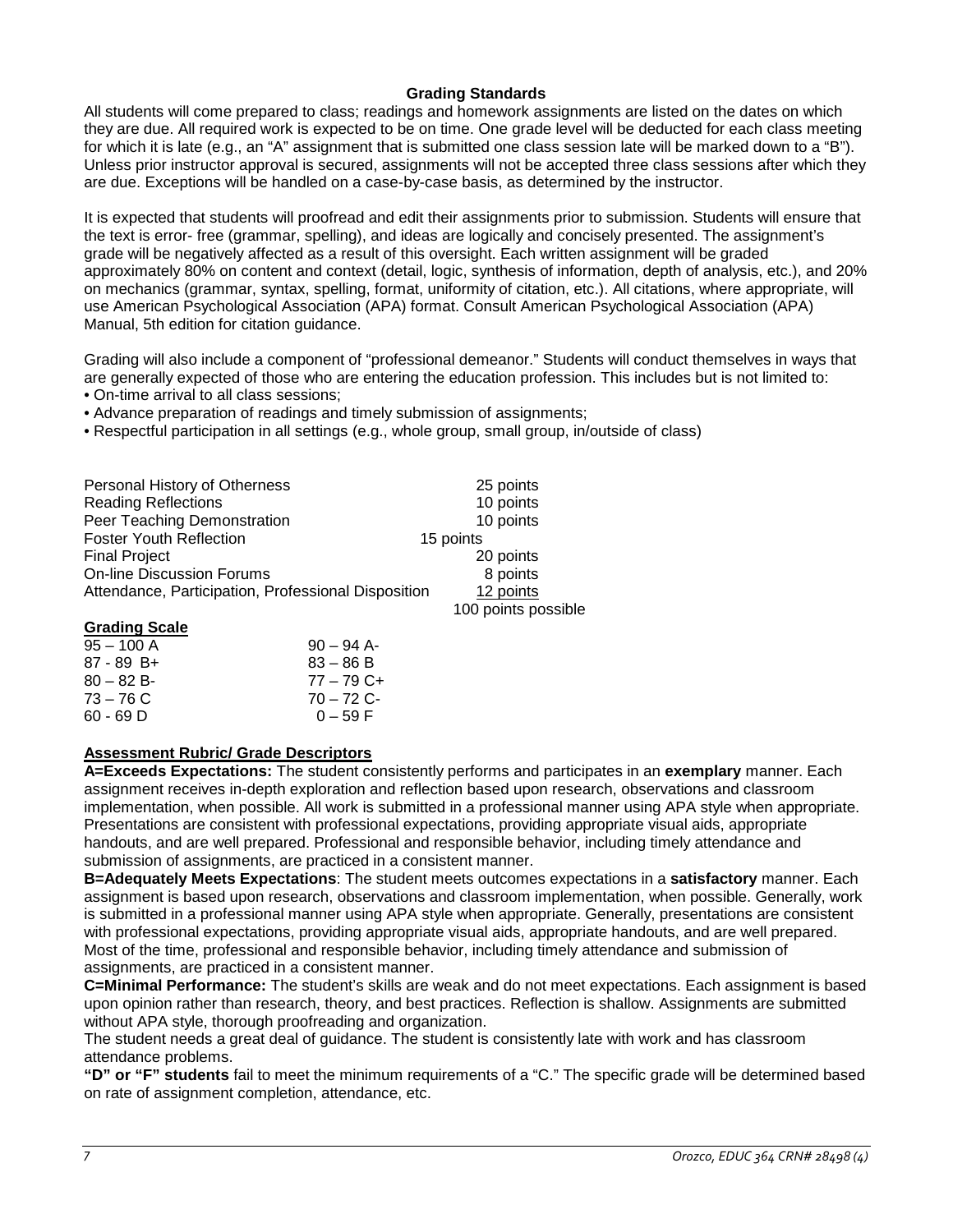## Grading Standards

All students will come prepared to class; readings and homework assignments are listed on the dates on which they are due. All required work is expected to be on time. One grade level will be deducted for each class meeting for which it is late (e.g., an "A" assignment that is submitted one class session late will be marked down to a "B"). Unless prior instructor approval is secured, assignments will not be accepted three class sessions after which they are due. Exceptions will be handled on a case-by-case basis, as determined by the instructor.

It is expected that students will proofread and edit their assignments prior to submission. Students will ensure that the text is error- free (grammar, spelling), and ideas are logically and concisely presented. The assignment's grade will be negatively affected as a result of this oversight. Each written assignment will be graded approximately 80% on content and context (detail, logic, synthesis of information, depth of analysis, etc.), and 20% on mechanics (grammar, syntax, spelling, format, uniformity of citation, etc.). All citations, where appropriate, will use American Psychological Association (APA) format. Consult American Psychological Association (APA) Manual, 5th edition for citation guidance.

Grading will also include a component of "professional demeanor." Students will conduct themselves in ways that are generally expected of those who are entering the education profession. This includes but is not limited to:

- On-time arrival to all class sessions;
- Advance preparation of readings and timely submission of assignments;
- Respectful participation in all settings (e.g., whole group, small group, in/outside of class)

| Assignment | Points |
|---|---|
| Personal History of Otherness | 25 points |
| Reading Reflections | 10 points |
| Peer Teaching Demonstration | 10 points |
| Foster Youth Reflection | 15 points |
| Final Project | 20 points |
| On-line Discussion Forums | 8 points |
| Attendance, Participation, Professional Disposition | 12 points |
| | 100 points possible |

**Grading Scale**

| | |
|---|---|
| 95 – 100 A | 90 – 94 A- |
| 87 - 89 B+ | 83 – 86 B |
| 80 – 82 B- | 77 – 79 C+ |
| 73 – 76 C | 70 – 72 C- |
| 60 - 69 D | 0 – 59 F |

**Assessment Rubric/ Grade Descriptors**

**A=Exceeds Expectations:** The student consistently performs and participates in an **exemplary** manner. Each assignment receives in-depth exploration and reflection based upon research, observations and classroom implementation, when possible. All work is submitted in a professional manner using APA style when appropriate. Presentations are consistent with professional expectations, providing appropriate visual aids, appropriate handouts, and are well prepared. Professional and responsible behavior, including timely attendance and submission of assignments, are practiced in a consistent manner.

**B=Adequately Meets Expectations**: The student meets outcomes expectations in a **satisfactory** manner. Each assignment is based upon research, observations and classroom implementation, when possible. Generally, work is submitted in a professional manner using APA style when appropriate. Generally, presentations are consistent with professional expectations, providing appropriate visual aids, appropriate handouts, and are well prepared. Most of the time, professional and responsible behavior, including timely attendance and submission of assignments, are practiced in a consistent manner.

**C=Minimal Performance:** The student's skills are weak and do not meet expectations. Each assignment is based upon opinion rather than research, theory, and best practices. Reflection is shallow. Assignments are submitted without APA style, thorough proofreading and organization.

The student needs a great deal of guidance. The student is consistently late with work and has classroom attendance problems.

**"D" or "F" students** fail to meet the minimum requirements of a "C." The specific grade will be determined based on rate of assignment completion, attendance, etc.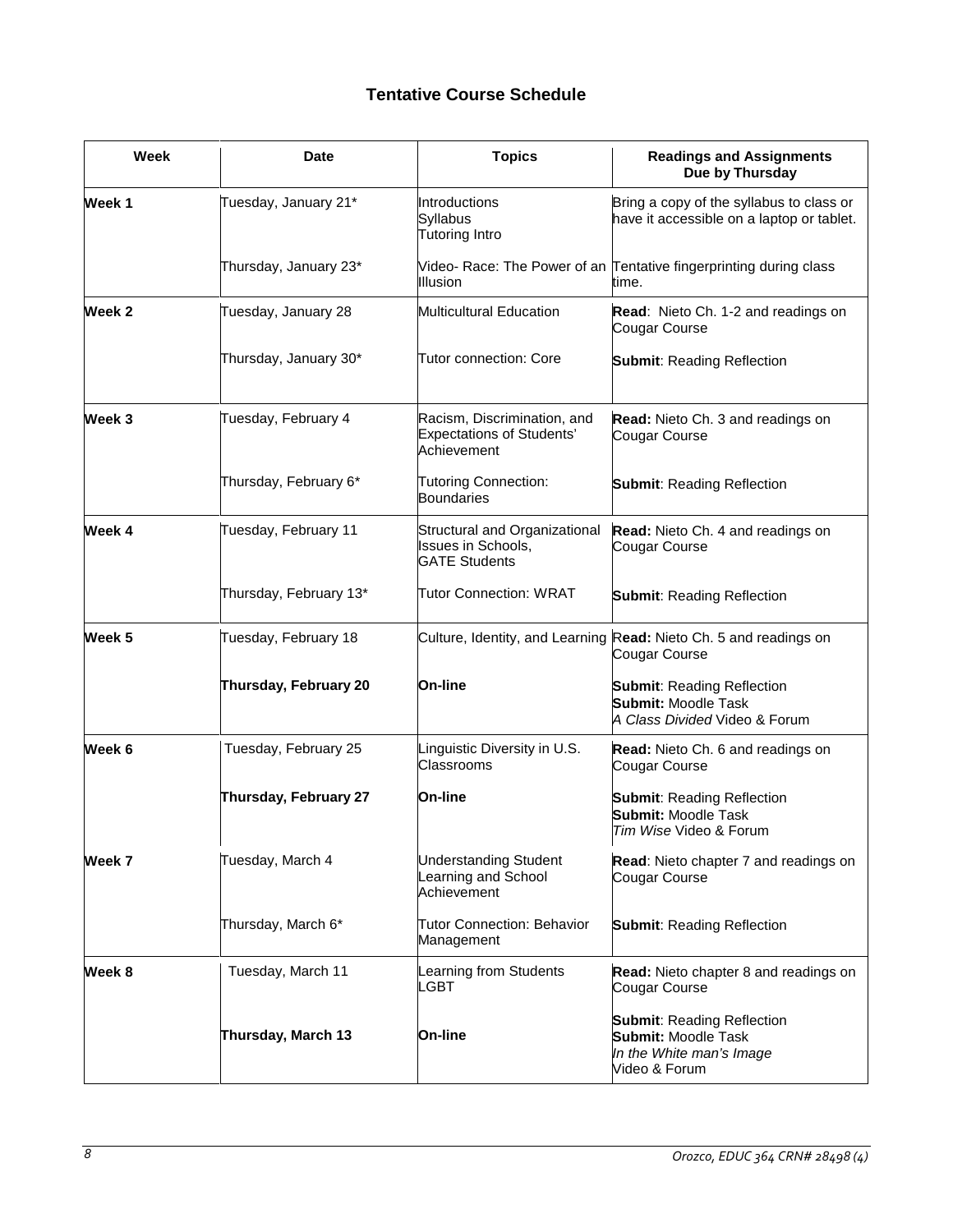## Tentative Course Schedule

| Week | Date | Topics | Readings and Assignments Due by Thursday |
|---|---|---|---|
| **Week 1** | Tuesday, January 21* | Introductions<br>Syllabus<br>Tutoring Intro | Bring a copy of the syllabus to class or have it accessible on a laptop or tablet. |
| | Thursday, January 23* | Video- Race: The Power of an Illusion | Tentative fingerprinting during class time. |
| **Week 2** | Tuesday, January 28 | Multicultural Education | **Read**: Nieto Ch. 1-2 and readings on Cougar Course |
| | Thursday, January 30* | Tutor connection: Core | **Submit**: Reading Reflection |
| **Week 3** | Tuesday, February 4 | Racism, Discrimination, and Expectations of Students' Achievement | **Read:** Nieto Ch. 3 and readings on Cougar Course |
| | Thursday, February 6* | Tutoring Connection: Boundaries | **Submit**: Reading Reflection |
| **Week 4** | Tuesday, February 11 | Structural and Organizational Issues in Schools, GATE Students | **Read:** Nieto Ch. 4 and readings on Cougar Course |
| | Thursday, February 13* | Tutor Connection: WRAT | **Submit**: Reading Reflection |
| **Week 5** | Tuesday, February 18 | Culture, Identity, and Learning | **Read:** Nieto Ch. 5 and readings on Cougar Course |
| | **Thursday, February 20** | **On-line** | **Submit**: Reading Reflection<br>**Submit:** Moodle Task<br>*A Class Divided* Video & Forum |
| **Week 6** | Tuesday, February 25 | Linguistic Diversity in U.S. Classrooms | **Read:** Nieto Ch. 6 and readings on Cougar Course |
| | **Thursday, February 27** | **On-line** | **Submit**: Reading Reflection<br>**Submit:** Moodle Task<br>*Tim Wise* Video & Forum |
| **Week 7** | Tuesday, March 4 | Understanding Student Learning and School Achievement | **Read**: Nieto chapter 7 and readings on Cougar Course |
| | Thursday, March 6* | Tutor Connection: Behavior Management | **Submit**: Reading Reflection |
| **Week 8** | Tuesday, March 11 | Learning from Students<br>LGBT | **Read:** Nieto chapter 8 and readings on Cougar Course |
| | **Thursday, March 13** | **On-line** | **Submit**: Reading Reflection<br>**Submit:** Moodle Task<br>*In the White man's Image*<br>Video & Forum |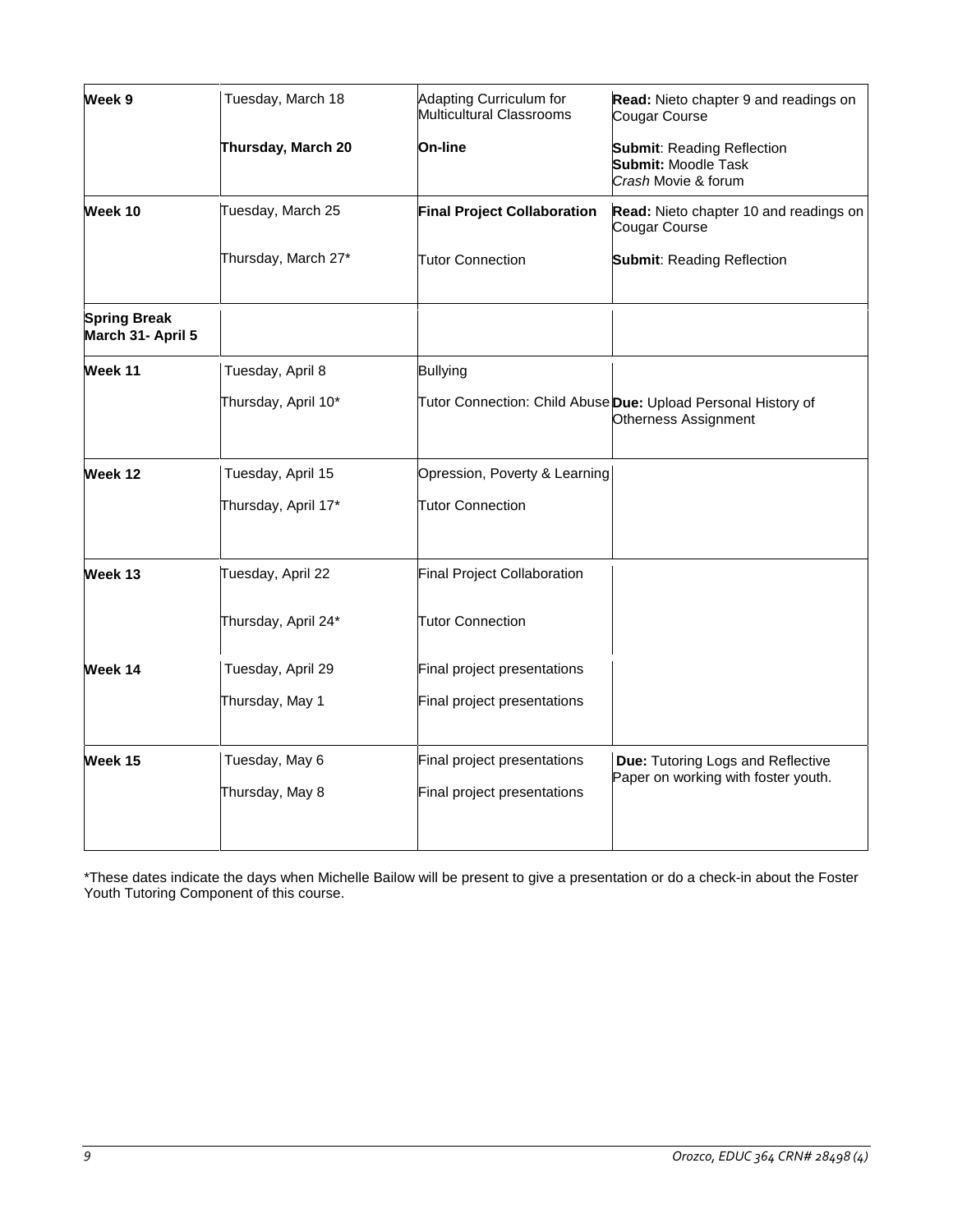| | | | |
|---|---|---|---|
| **Week 9** | Tuesday, March 18<br><br>**Thursday, March 20** | Adapting Curriculum for Multicultural Classrooms<br><br>**On-line** | **Read:** Nieto chapter 9 and readings on Cougar Course<br><br>**Submit**: Reading Reflection<br>**Submit:** Moodle Task<br>*Crash* Movie & forum |
| **Week 10** | Tuesday, March 25<br><br>Thursday, March 27* | **Final Project Collaboration**<br><br>Tutor Connection | **Read:** Nieto chapter 10 and readings on Cougar Course<br><br>**Submit**: Reading Reflection |
| **Spring Break March 31- April 5** | | | |
| **Week 11** | Tuesday, April 8<br><br>Thursday, April 10* | Bullying<br><br>Tutor Connection: Child Abuse | <br><br>**Due:** Upload Personal History of Otherness Assignment |
| **Week 12** | Tuesday, April 15<br><br>Thursday, April 17* | Opression, Poverty & Learning<br><br>Tutor Connection | |
| **Week 13** | Tuesday, April 22<br><br>Thursday, April 24* | Final Project Collaboration<br><br>Tutor Connection | |
| **Week 14** | Tuesday, April 29<br><br>Thursday, May 1 | Final project presentations<br><br>Final project presentations | |
| **Week 15** | Tuesday, May 6<br><br>Thursday, May 8 | Final project presentations<br><br>Final project presentations | **Due:** Tutoring Logs and Reflective Paper on working with foster youth. |

*These dates indicate the days when Michelle Bailow will be present to give a presentation or do a check-in about the Foster Youth Tutoring Component of this course.